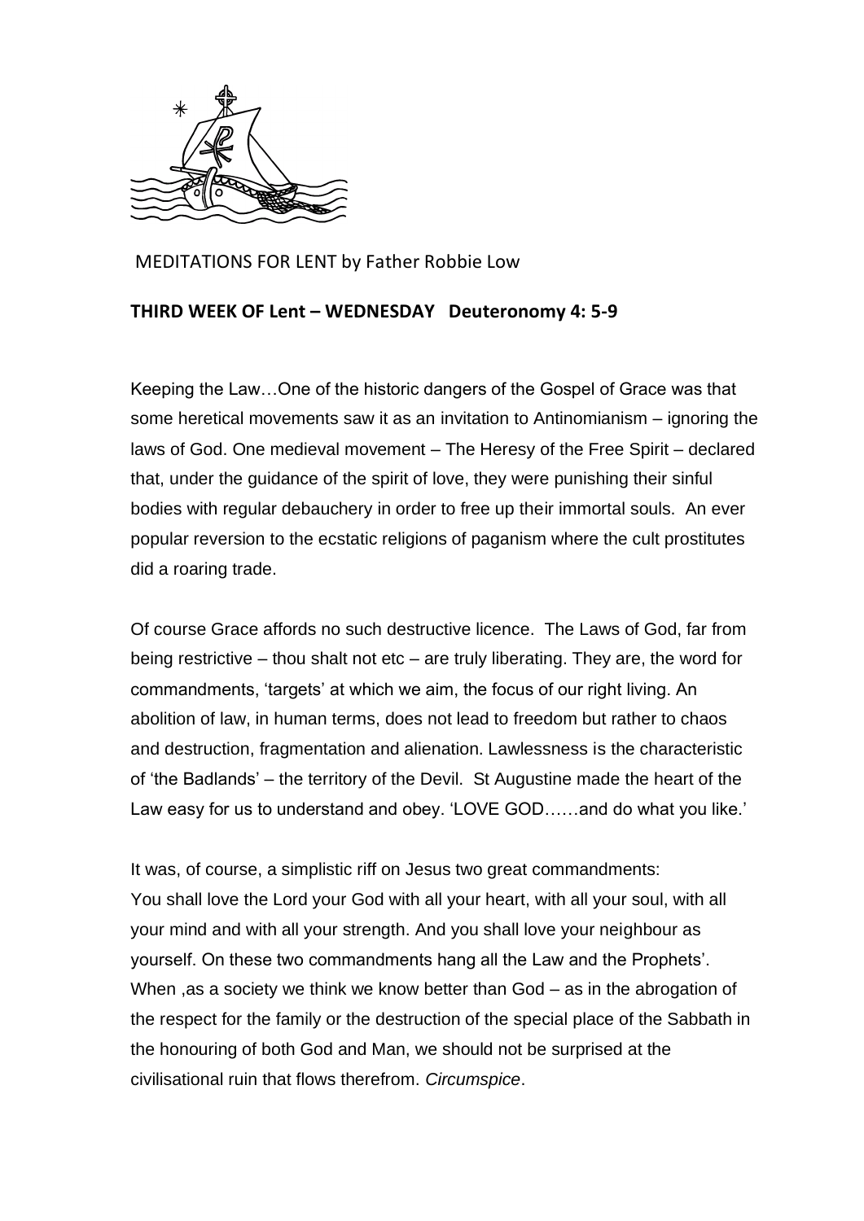MEDITATIONS FOR LENT by Father Robbie Low

**THIRD WEEK OF Lent – WEDNESDAY Deuteronomy 4: 5-9**

Keeping the Law…One of the historic dangers of the Gospel of Grace was that some heretical movements saw it as an invitation to Antinomianism – ignoring the laws of God. One medieval movement – The Heresy of the Free Spirit – declared that, under the guidance of the spirit of love, they were punishing their sinful bodies with regular debauchery in order to free up their immortal souls. An ever popular reversion to the ecstatic religions of paganism where the cult prostitutes did a roaring trade.

Of course Grace affords no such destructive licence. The Laws of God, far from being restrictive – thou shalt not etc – are truly liberating. They are, the word for commandments, 'targets' at which we aim, the focus of our right living. An abolition of law, in human terms, does not lead to freedom but rather to chaos and destruction, fragmentation and alienation. Lawlessness is the characteristic of 'the Badlands' – the territory of the Devil. St Augustine made the heart of the Law easy for us to understand and obey. 'LOVE GOD……and do what you like.'

It was, of course, a simplistic riff on Jesus two great commandments:
You shall love the Lord your God with all your heart, with all your soul, with all your mind and with all your strength. And you shall love your neighbour as yourself. On these two commandments hang all the Law and the Prophets'.
When ,as a society we think we know better than God – as in the abrogation of the respect for the family or the destruction of the special place of the Sabbath in the honouring of both God and Man, we should not be surprised at the civilisational ruin that flows therefrom. *Circumspice*.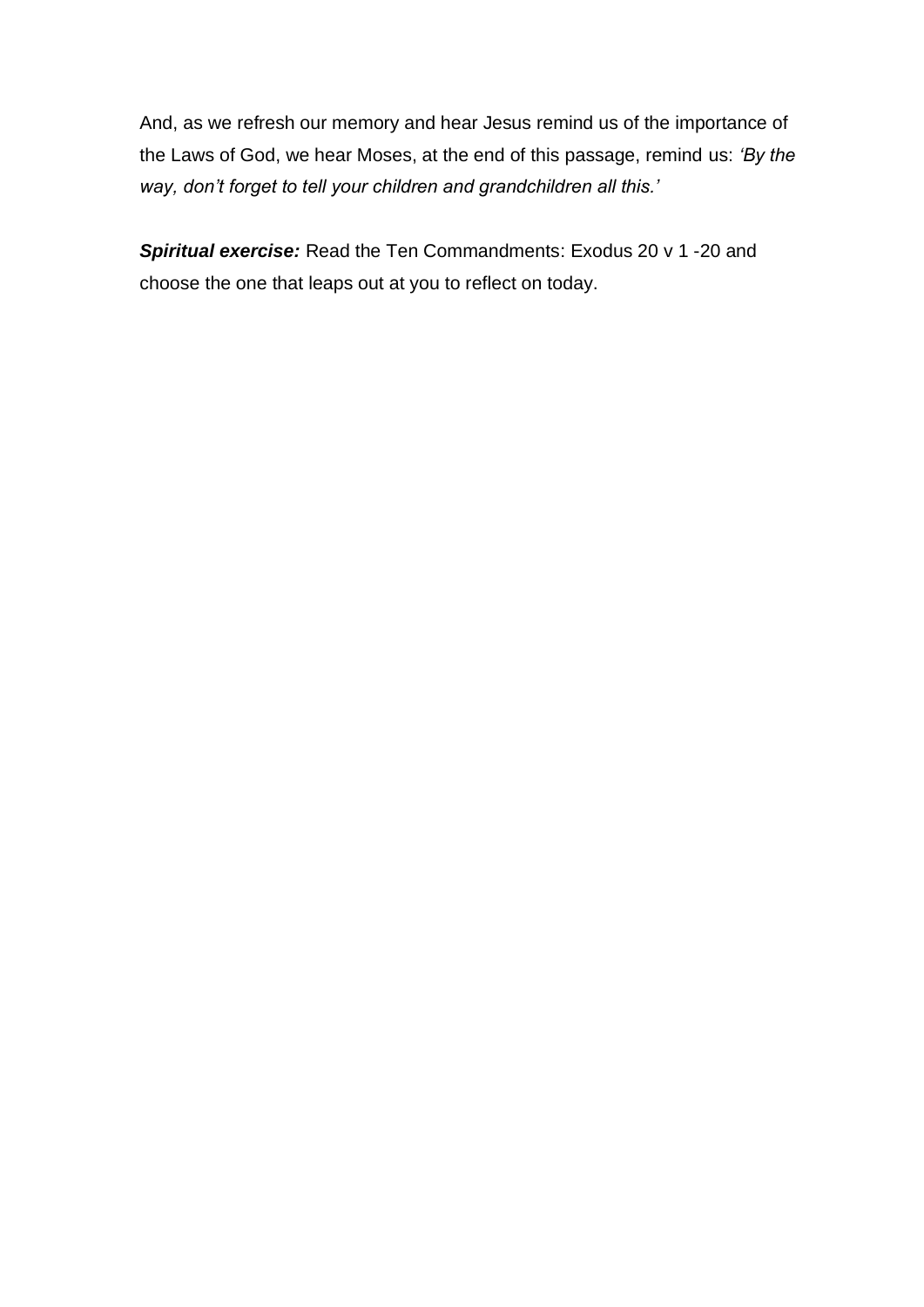And, as we refresh our memory and hear Jesus remind us of the importance of the Laws of God, we hear Moses, at the end of this passage, remind us: *'By the way, don't forget to tell your children and grandchildren all this.'*

***Spiritual exercise:*** Read the Ten Commandments: Exodus 20 v 1 -20 and choose the one that leaps out at you to reflect on today.